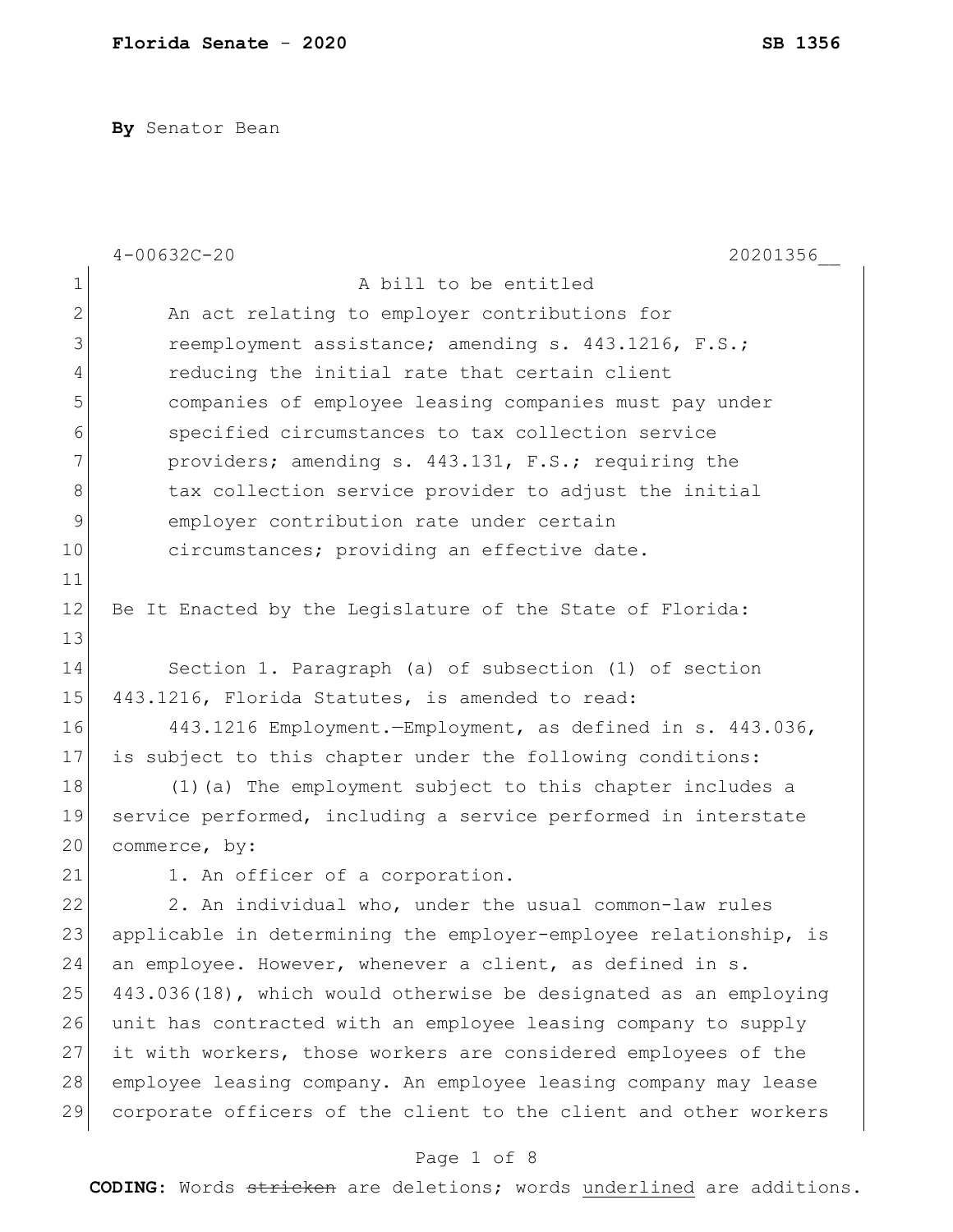By Senator Bean

4-00632C-20 20201356__

A bill to be entitled

An act relating to employer contributions for reemployment assistance; amending s. 443.1216, F.S.; reducing the initial rate that certain client companies of employee leasing companies must pay under specified circumstances to tax collection service providers; amending s. 443.131, F.S.; requiring the tax collection service provider to adjust the initial employer contribution rate under certain circumstances; providing an effective date.

Be It Enacted by the Legislature of the State of Florida:

Section 1. Paragraph (a) of subsection (1) of section 443.1216, Florida Statutes, is amended to read:

443.1216 Employment.—Employment, as defined in s. 443.036, is subject to this chapter under the following conditions:

(1)(a) The employment subject to this chapter includes a service performed, including a service performed in interstate commerce, by:

1. An officer of a corporation.

2. An individual who, under the usual common-law rules applicable in determining the employer-employee relationship, is an employee. However, whenever a client, as defined in s. 443.036(18), which would otherwise be designated as an employing unit has contracted with an employee leasing company to supply it with workers, those workers are considered employees of the employee leasing company. An employee leasing company may lease corporate officers of the client to the client and other workers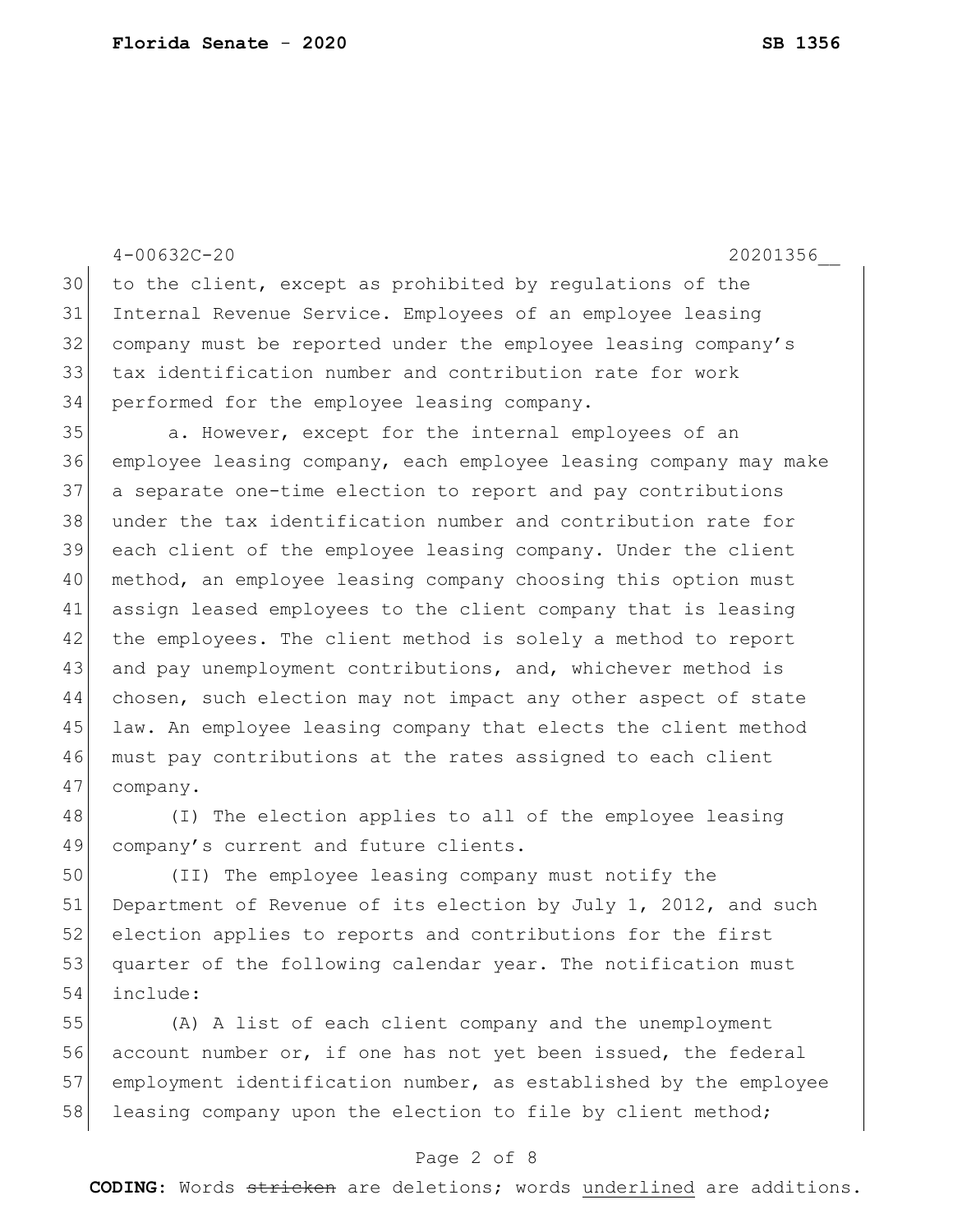to the client, except as prohibited by regulations of the Internal Revenue Service. Employees of an employee leasing company must be reported under the employee leasing company's tax identification number and contribution rate for work performed for the employee leasing company.

a. However, except for the internal employees of an employee leasing company, each employee leasing company may make a separate one-time election to report and pay contributions under the tax identification number and contribution rate for each client of the employee leasing company. Under the client method, an employee leasing company choosing this option must assign leased employees to the client company that is leasing the employees. The client method is solely a method to report and pay unemployment contributions, and, whichever method is chosen, such election may not impact any other aspect of state law. An employee leasing company that elects the client method must pay contributions at the rates assigned to each client company.

(I) The election applies to all of the employee leasing company's current and future clients.

(II) The employee leasing company must notify the Department of Revenue of its election by July 1, 2012, and such election applies to reports and contributions for the first quarter of the following calendar year. The notification must include:

(A) A list of each client company and the unemployment account number or, if one has not yet been issued, the federal employment identification number, as established by the employee leasing company upon the election to file by client method;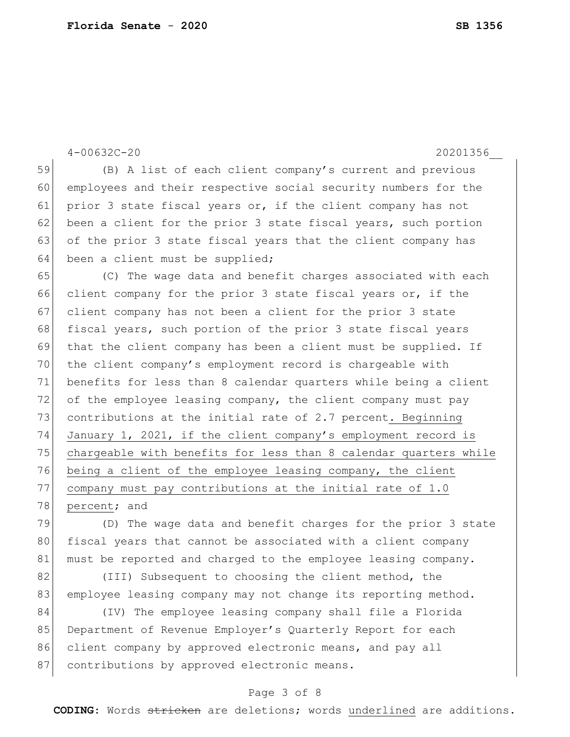(B) A list of each client company's current and previous employees and their respective social security numbers for the prior 3 state fiscal years or, if the client company has not been a client for the prior 3 state fiscal years, such portion of the prior 3 state fiscal years that the client company has been a client must be supplied;

(C) The wage data and benefit charges associated with each client company for the prior 3 state fiscal years or, if the client company has not been a client for the prior 3 state fiscal years, such portion of the prior 3 state fiscal years that the client company has been a client must be supplied. If the client company's employment record is chargeable with benefits for less than 8 calendar quarters while being a client of the employee leasing company, the client company must pay contributions at the initial rate of 2.7 percent. Beginning January 1, 2021, if the client company's employment record is chargeable with benefits for less than 8 calendar quarters while being a client of the employee leasing company, the client company must pay contributions at the initial rate of 1.0 percent; and

(D) The wage data and benefit charges for the prior 3 state fiscal years that cannot be associated with a client company must be reported and charged to the employee leasing company.

(III) Subsequent to choosing the client method, the employee leasing company may not change its reporting method.

(IV) The employee leasing company shall file a Florida Department of Revenue Employer's Quarterly Report for each client company by approved electronic means, and pay all contributions by approved electronic means.

**CODING:** Words ~~stricken~~ are deletions; words underlined are additions.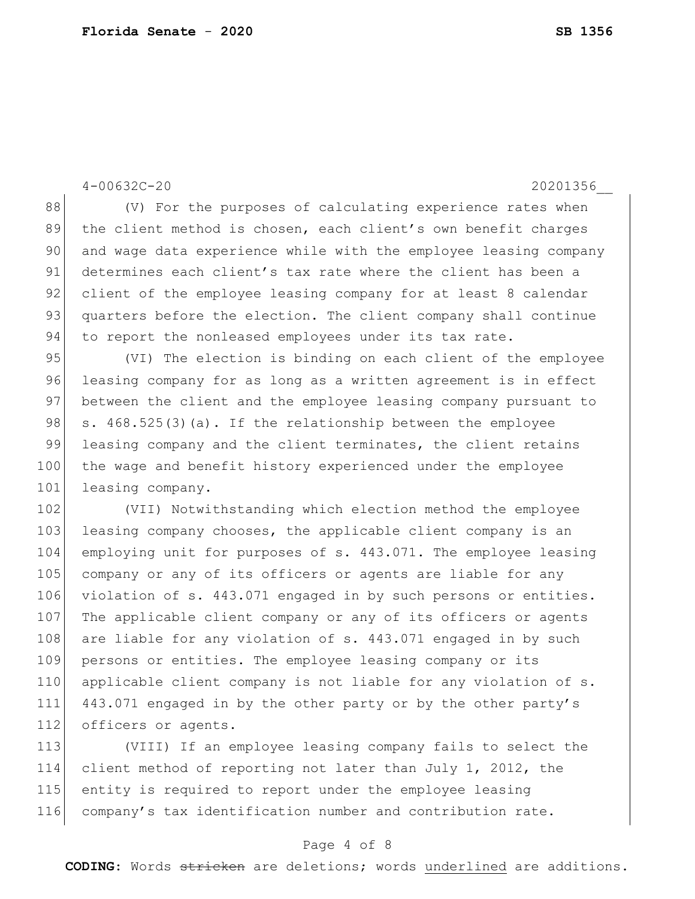(V) For the purposes of calculating experience rates when the client method is chosen, each client's own benefit charges and wage data experience while with the employee leasing company determines each client's tax rate where the client has been a client of the employee leasing company for at least 8 calendar quarters before the election. The client company shall continue to report the nonleased employees under its tax rate.

(VI) The election is binding on each client of the employee leasing company for as long as a written agreement is in effect between the client and the employee leasing company pursuant to s. 468.525(3)(a). If the relationship between the employee leasing company and the client terminates, the client retains the wage and benefit history experienced under the employee leasing company.

(VII) Notwithstanding which election method the employee leasing company chooses, the applicable client company is an employing unit for purposes of s. 443.071. The employee leasing company or any of its officers or agents are liable for any violation of s. 443.071 engaged in by such persons or entities. The applicable client company or any of its officers or agents are liable for any violation of s. 443.071 engaged in by such persons or entities. The employee leasing company or its applicable client company is not liable for any violation of s. 443.071 engaged in by the other party or by the other party's officers or agents.

(VIII) If an employee leasing company fails to select the client method of reporting not later than July 1, 2012, the entity is required to report under the employee leasing company's tax identification number and contribution rate.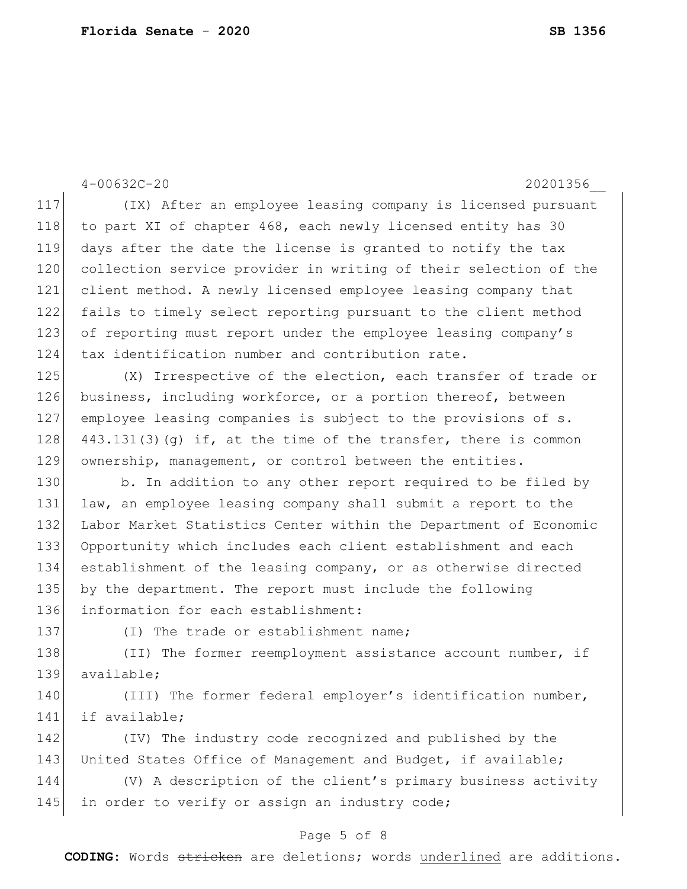(IX) After an employee leasing company is licensed pursuant to part XI of chapter 468, each newly licensed entity has 30 days after the date the license is granted to notify the tax collection service provider in writing of their selection of the client method. A newly licensed employee leasing company that fails to timely select reporting pursuant to the client method of reporting must report under the employee leasing company's tax identification number and contribution rate.

(X) Irrespective of the election, each transfer of trade or business, including workforce, or a portion thereof, between employee leasing companies is subject to the provisions of s. 443.131(3)(g) if, at the time of the transfer, there is common ownership, management, or control between the entities.

b. In addition to any other report required to be filed by law, an employee leasing company shall submit a report to the Labor Market Statistics Center within the Department of Economic Opportunity which includes each client establishment and each establishment of the leasing company, or as otherwise directed by the department. The report must include the following information for each establishment:

(I) The trade or establishment name;

(II) The former reemployment assistance account number, if available;

(III) The former federal employer's identification number, if available;

(IV) The industry code recognized and published by the United States Office of Management and Budget, if available;

(V) A description of the client's primary business activity in order to verify or assign an industry code;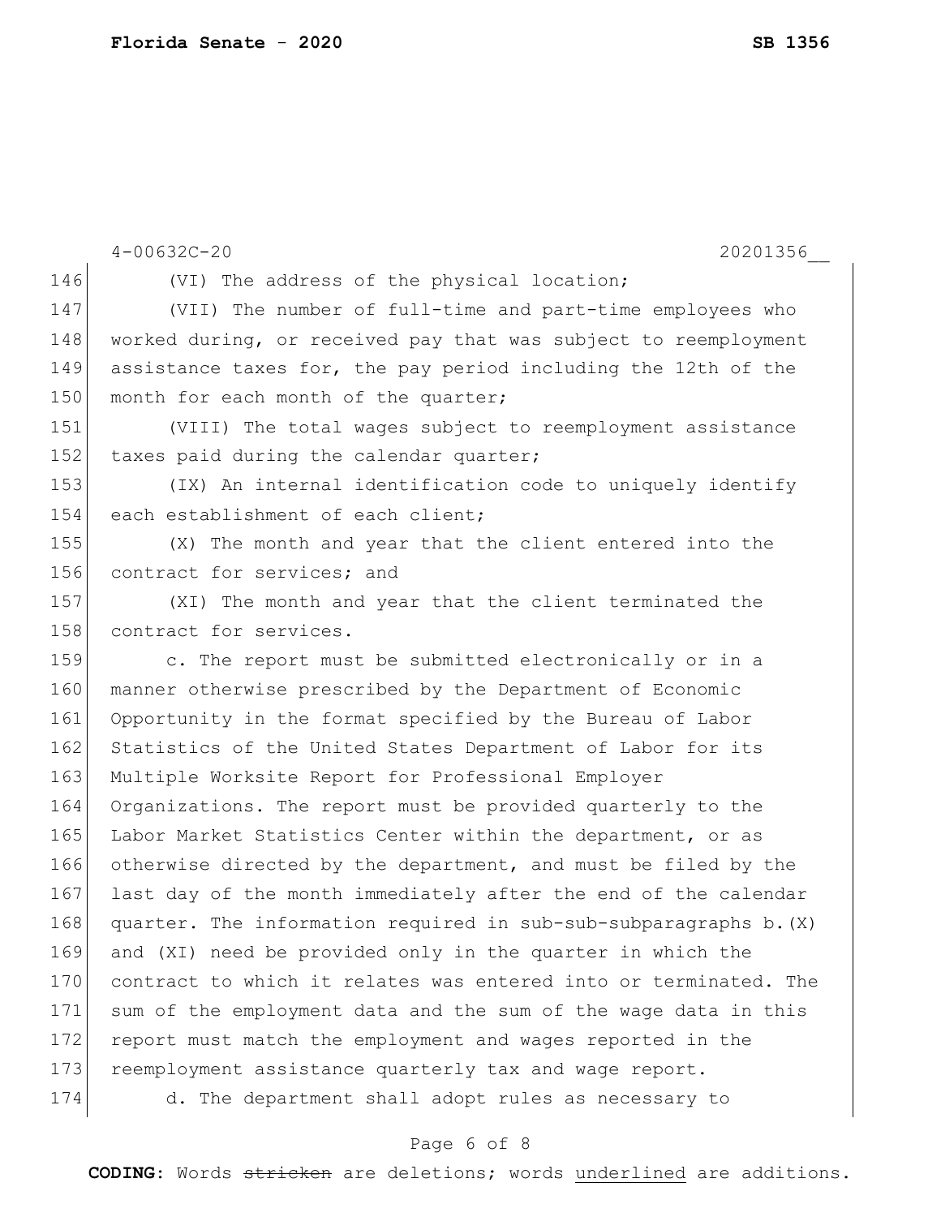(VI) The address of the physical location;

(VII) The number of full-time and part-time employees who worked during, or received pay that was subject to reemployment assistance taxes for, the pay period including the 12th of the month for each month of the quarter;

(VIII) The total wages subject to reemployment assistance taxes paid during the calendar quarter;

(IX) An internal identification code to uniquely identify each establishment of each client;

(X) The month and year that the client entered into the contract for services; and

(XI) The month and year that the client terminated the contract for services.

c. The report must be submitted electronically or in a manner otherwise prescribed by the Department of Economic Opportunity in the format specified by the Bureau of Labor Statistics of the United States Department of Labor for its Multiple Worksite Report for Professional Employer Organizations. The report must be provided quarterly to the Labor Market Statistics Center within the department, or as otherwise directed by the department, and must be filed by the last day of the month immediately after the end of the calendar quarter. The information required in sub-sub-subparagraphs b.(X) and (XI) need be provided only in the quarter in which the contract to which it relates was entered into or terminated. The sum of the employment data and the sum of the wage data in this report must match the employment and wages reported in the reemployment assistance quarterly tax and wage report.

d. The department shall adopt rules as necessary to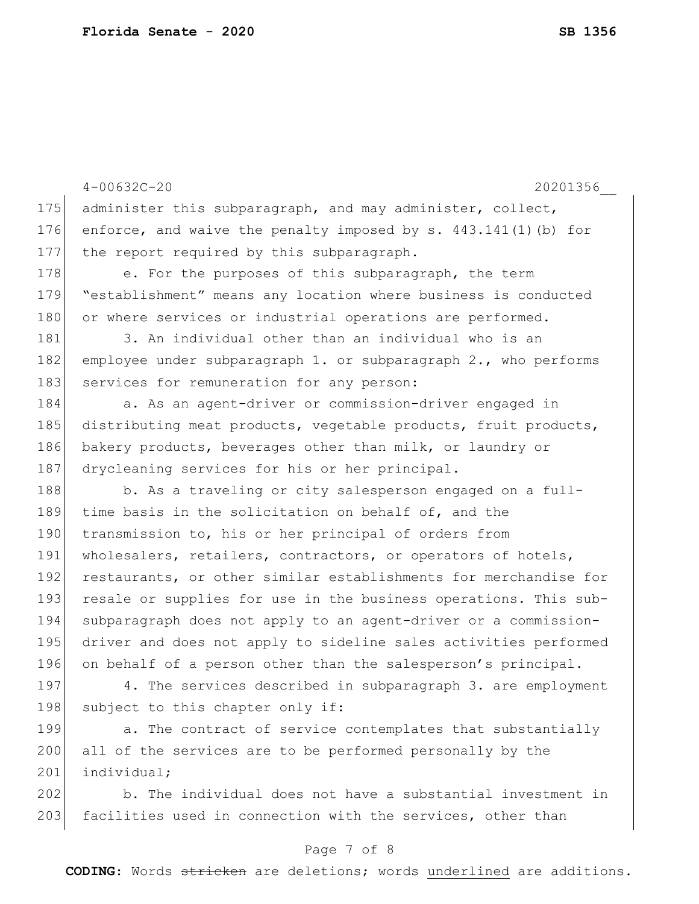administer this subparagraph, and may administer, collect, enforce, and waive the penalty imposed by s. 443.141(1)(b) for the report required by this subparagraph.

e. For the purposes of this subparagraph, the term "establishment" means any location where business is conducted or where services or industrial operations are performed.

3. An individual other than an individual who is an employee under subparagraph 1. or subparagraph 2., who performs services for remuneration for any person:

a. As an agent-driver or commission-driver engaged in distributing meat products, vegetable products, fruit products, bakery products, beverages other than milk, or laundry or drycleaning services for his or her principal.

b. As a traveling or city salesperson engaged on a full-time basis in the solicitation on behalf of, and the transmission to, his or her principal of orders from wholesalers, retailers, contractors, or operators of hotels, restaurants, or other similar establishments for merchandise for resale or supplies for use in the business operations. This sub-subparagraph does not apply to an agent-driver or a commission-driver and does not apply to sideline sales activities performed on behalf of a person other than the salesperson's principal.

4. The services described in subparagraph 3. are employment subject to this chapter only if:

a. The contract of service contemplates that substantially all of the services are to be performed personally by the individual;

b. The individual does not have a substantial investment in facilities used in connection with the services, other than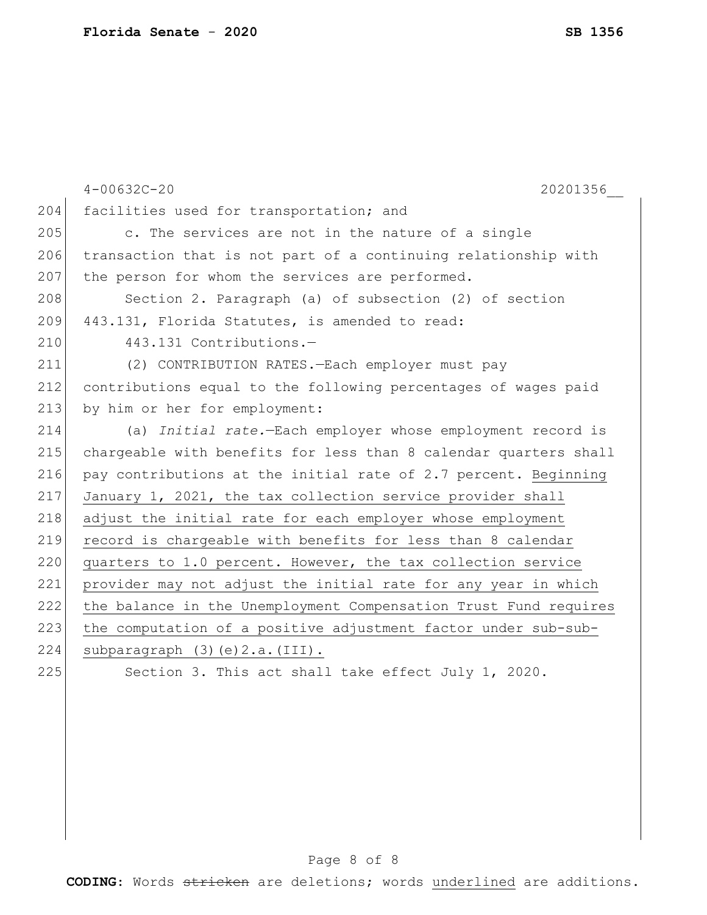facilities used for transportation; and

c. The services are not in the nature of a single transaction that is not part of a continuing relationship with the person for whom the services are performed.

Section 2. Paragraph (a) of subsection (2) of section 443.131, Florida Statutes, is amended to read:

443.131 Contributions.—

(2) CONTRIBUTION RATES.—Each employer must pay contributions equal to the following percentages of wages paid by him or her for employment:

(a) *Initial rate.*—Each employer whose employment record is chargeable with benefits for less than 8 calendar quarters shall pay contributions at the initial rate of 2.7 percent. Beginning January 1, 2021, the tax collection service provider shall adjust the initial rate for each employer whose employment record is chargeable with benefits for less than 8 calendar quarters to 1.0 percent. However, the tax collection service provider may not adjust the initial rate for any year in which the balance in the Unemployment Compensation Trust Fund requires the computation of a positive adjustment factor under sub-sub-subparagraph (3)(e)2.a.(III).

Section 3. This act shall take effect July 1, 2020.

CODING: Words stricken are deletions; words underlined are additions.